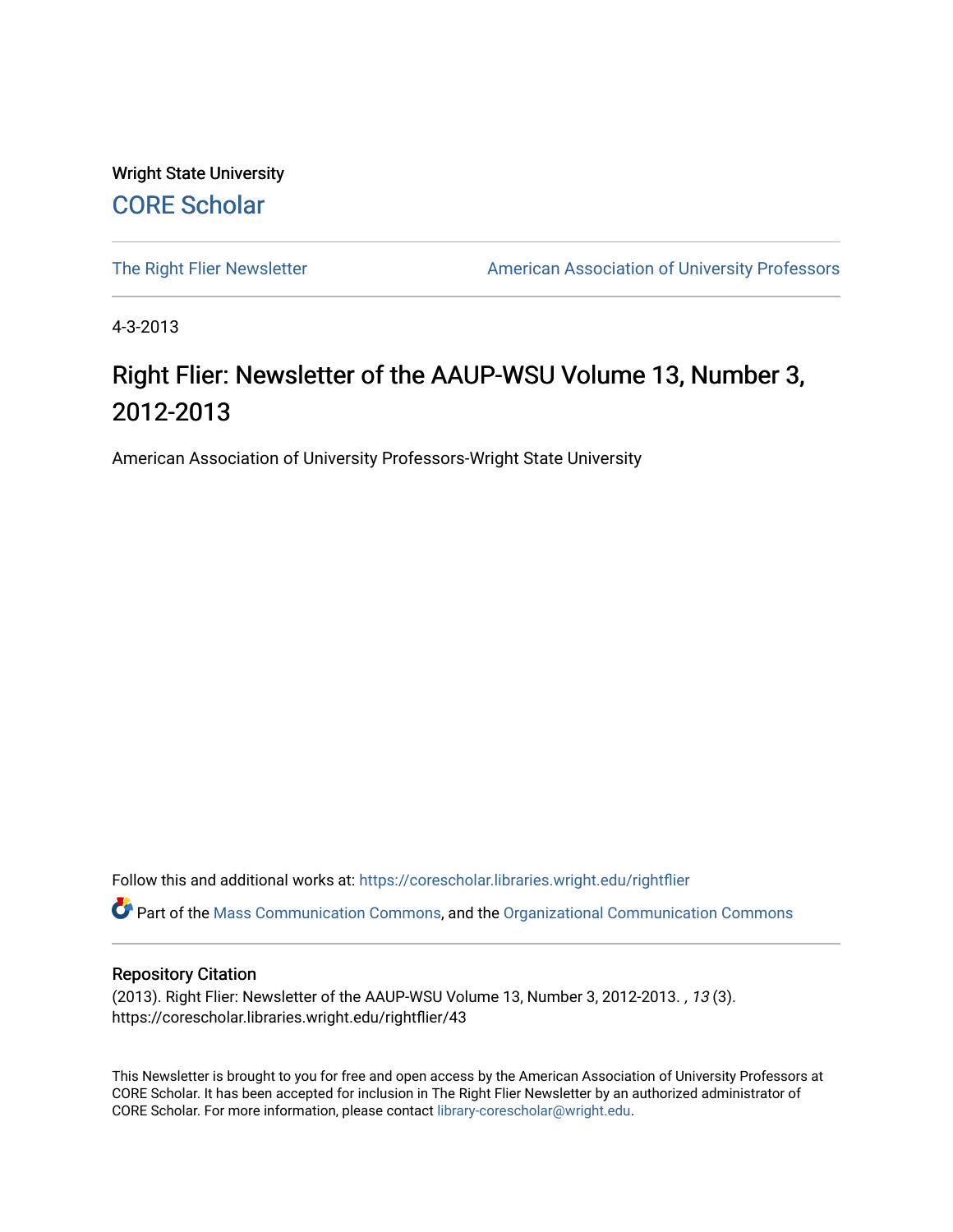Wright State University

CORE Scholar

The Right Flier Newsletter

American Association of University Professors

4-3-2013

# Right Flier: Newsletter of the AAUP-WSU Volume 13, Number 3, 2012-2013

American Association of University Professors-Wright State University

Follow this and additional works at: https://corescholar.libraries.wright.edu/rightflier

Part of the Mass Communication Commons, and the Organizational Communication Commons

## Repository Citation

(2013). Right Flier: Newsletter of the AAUP-WSU Volume 13, Number 3, 2012-2013. *, 13* (3). https://corescholar.libraries.wright.edu/rightflier/43

This Newsletter is brought to you for free and open access by the American Association of University Professors at CORE Scholar. It has been accepted for inclusion in The Right Flier Newsletter by an authorized administrator of CORE Scholar. For more information, please contact library-corescholar@wright.edu.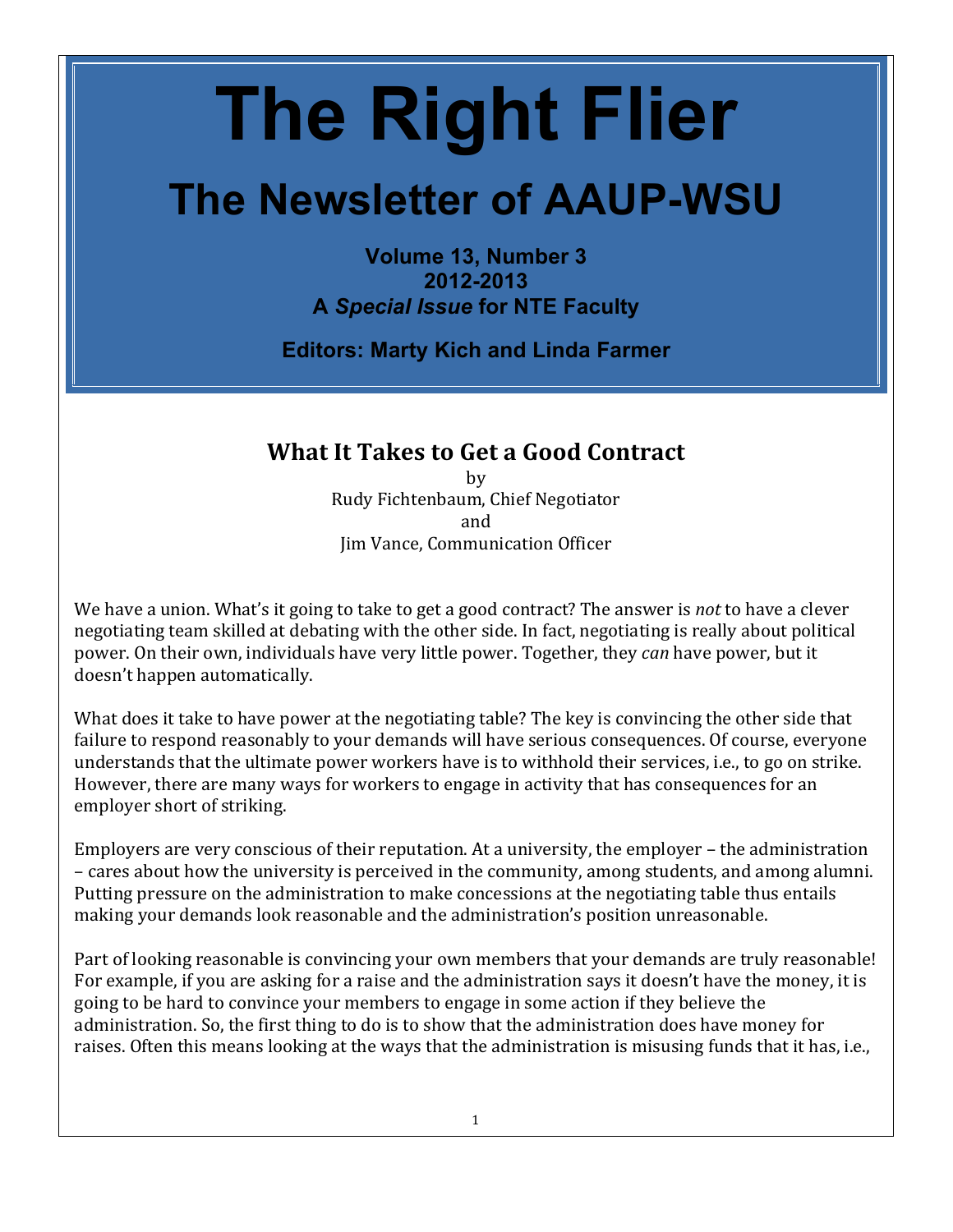# The Right Flier

## The Newsletter of AAUP-WSU

**Volume 13, Number 3**
**2012-2013**
**A *Special Issue* for NTE Faculty**

**Editors: Marty Kich and Linda Farmer**

## What It Takes to Get a Good Contract

by
Rudy Fichtenbaum, Chief Negotiator
and
Jim Vance, Communication Officer

We have a union. What's it going to take to get a good contract? The answer is *not* to have a clever negotiating team skilled at debating with the other side. In fact, negotiating is really about political power. On their own, individuals have very little power. Together, they *can* have power, but it doesn't happen automatically.

What does it take to have power at the negotiating table? The key is convincing the other side that failure to respond reasonably to your demands will have serious consequences. Of course, everyone understands that the ultimate power workers have is to withhold their services, i.e., to go on strike. However, there are many ways for workers to engage in activity that has consequences for an employer short of striking.

Employers are very conscious of their reputation. At a university, the employer – the administration – cares about how the university is perceived in the community, among students, and among alumni. Putting pressure on the administration to make concessions at the negotiating table thus entails making your demands look reasonable and the administration's position unreasonable.

Part of looking reasonable is convincing your own members that your demands are truly reasonable! For example, if you are asking for a raise and the administration says it doesn't have the money, it is going to be hard to convince your members to engage in some action if they believe the administration. So, the first thing to do is to show that the administration does have money for raises. Often this means looking at the ways that the administration is misusing funds that it has, i.e.,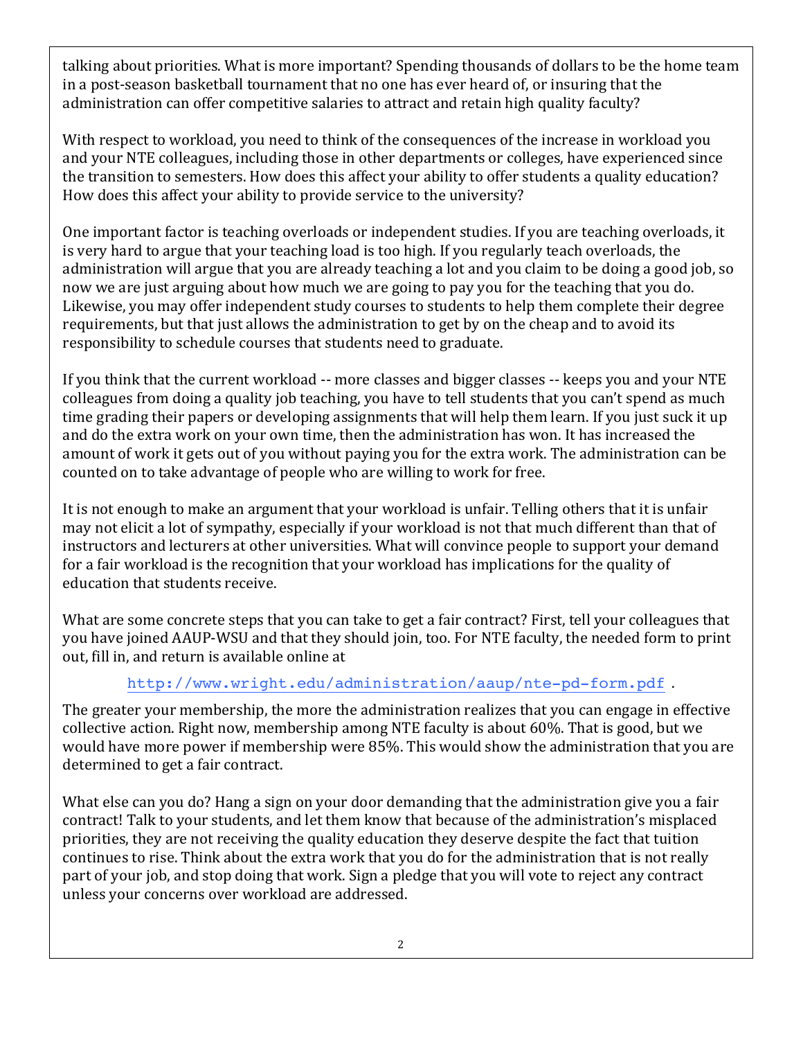talking about priorities. What is more important? Spending thousands of dollars to be the home team in a post-season basketball tournament that no one has ever heard of, or insuring that the administration can offer competitive salaries to attract and retain high quality faculty?

With respect to workload, you need to think of the consequences of the increase in workload you and your NTE colleagues, including those in other departments or colleges, have experienced since the transition to semesters. How does this affect your ability to offer students a quality education? How does this affect your ability to provide service to the university?

One important factor is teaching overloads or independent studies. If you are teaching overloads, it is very hard to argue that your teaching load is too high. If you regularly teach overloads, the administration will argue that you are already teaching a lot and you claim to be doing a good job, so now we are just arguing about how much we are going to pay you for the teaching that you do. Likewise, you may offer independent study courses to students to help them complete their degree requirements, but that just allows the administration to get by on the cheap and to avoid its responsibility to schedule courses that students need to graduate.

If you think that the current workload -- more classes and bigger classes -- keeps you and your NTE colleagues from doing a quality job teaching, you have to tell students that you can't spend as much time grading their papers or developing assignments that will help them learn. If you just suck it up and do the extra work on your own time, then the administration has won. It has increased the amount of work it gets out of you without paying you for the extra work. The administration can be counted on to take advantage of people who are willing to work for free.

It is not enough to make an argument that your workload is unfair. Telling others that it is unfair may not elicit a lot of sympathy, especially if your workload is not that much different than that of instructors and lecturers at other universities. What will convince people to support your demand for a fair workload is the recognition that your workload has implications for the quality of education that students receive.

What are some concrete steps that you can take to get a fair contract? First, tell your colleagues that you have joined AAUP-WSU and that they should join, too. For NTE faculty, the needed form to print out, fill in, and return is available online at

http://www.wright.edu/administration/aaup/nte-pd-form.pdf .

The greater your membership, the more the administration realizes that you can engage in effective collective action. Right now, membership among NTE faculty is about 60%. That is good, but we would have more power if membership were 85%. This would show the administration that you are determined to get a fair contract.

What else can you do? Hang a sign on your door demanding that the administration give you a fair contract! Talk to your students, and let them know that because of the administration's misplaced priorities, they are not receiving the quality education they deserve despite the fact that tuition continues to rise. Think about the extra work that you do for the administration that is not really part of your job, and stop doing that work. Sign a pledge that you will vote to reject any contract unless your concerns over workload are addressed.